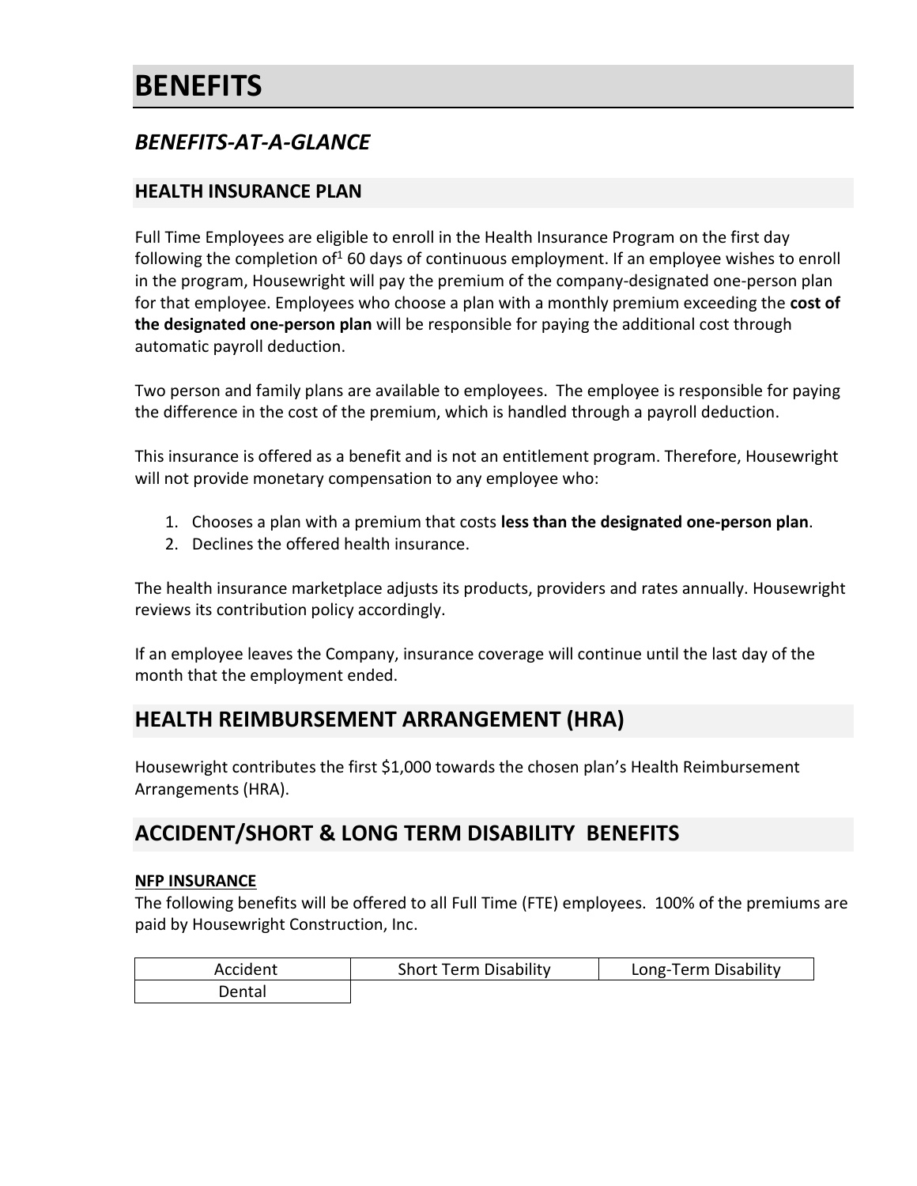# BENEFITS

## *BENEFITS-AT-A-GLANCE*

### HEALTH INSURANCE PLAN

Full Time Employees are eligible to enroll in the Health Insurance Program on the first day following the completion of[1] 60 days of continuous employment. If an employee wishes to enroll in the program, Housewright will pay the premium of the company-designated one-person plan for that employee. Employees who choose a plan with a monthly premium exceeding the **cost of the designated one-person plan** will be responsible for paying the additional cost through automatic payroll deduction.

Two person and family plans are available to employees. The employee is responsible for paying the difference in the cost of the premium, which is handled through a payroll deduction.

This insurance is offered as a benefit and is not an entitlement program. Therefore, Housewright will not provide monetary compensation to any employee who:

1. Chooses a plan with a premium that costs **less than the designated one-person plan**.
2. Declines the offered health insurance.

The health insurance marketplace adjusts its products, providers and rates annually. Housewright reviews its contribution policy accordingly.

If an employee leaves the Company, insurance coverage will continue until the last day of the month that the employment ended.

## HEALTH REIMBURSEMENT ARRANGEMENT (HRA)

Housewright contributes the first $1,000 towards the chosen plan's Health Reimbursement Arrangements (HRA).

## ACCIDENT/SHORT & LONG TERM DISABILITY BENEFITS

**NFP INSURANCE**

The following benefits will be offered to all Full Time (FTE) employees. 100% of the premiums are paid by Housewright Construction, Inc.

| Accident | Short Term Disability | Long-Term Disability |
|---|---|---|
| Dental | | |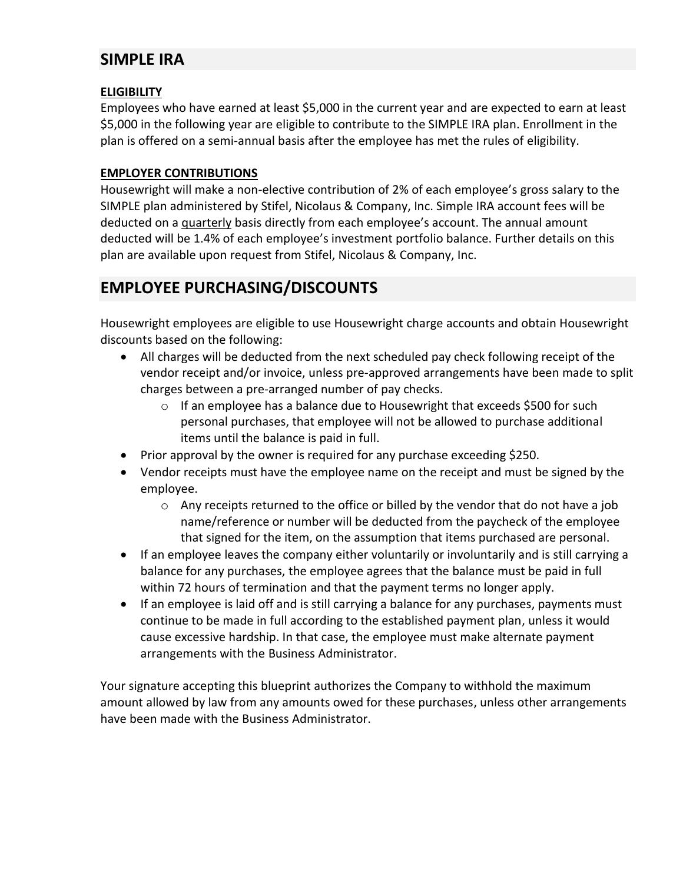## SIMPLE IRA

### ELIGIBILITY

Employees who have earned at least $5,000 in the current year and are expected to earn at least $5,000 in the following year are eligible to contribute to the SIMPLE IRA plan. Enrollment in the plan is offered on a semi-annual basis after the employee has met the rules of eligibility.

### EMPLOYER CONTRIBUTIONS

Housewright will make a non-elective contribution of 2% of each employee's gross salary to the SIMPLE plan administered by Stifel, Nicolaus & Company, Inc. Simple IRA account fees will be deducted on a quarterly basis directly from each employee's account. The annual amount deducted will be 1.4% of each employee's investment portfolio balance. Further details on this plan are available upon request from Stifel, Nicolaus & Company, Inc.

## EMPLOYEE PURCHASING/DISCOUNTS

Housewright employees are eligible to use Housewright charge accounts and obtain Housewright discounts based on the following:

- All charges will be deducted from the next scheduled pay check following receipt of the vendor receipt and/or invoice, unless pre-approved arrangements have been made to split charges between a pre-arranged number of pay checks.
  - If an employee has a balance due to Housewright that exceeds $500 for such personal purchases, that employee will not be allowed to purchase additional items until the balance is paid in full.
- Prior approval by the owner is required for any purchase exceeding $250.
- Vendor receipts must have the employee name on the receipt and must be signed by the employee.
  - Any receipts returned to the office or billed by the vendor that do not have a job name/reference or number will be deducted from the paycheck of the employee that signed for the item, on the assumption that items purchased are personal.
- If an employee leaves the company either voluntarily or involuntarily and is still carrying a balance for any purchases, the employee agrees that the balance must be paid in full within 72 hours of termination and that the payment terms no longer apply.
- If an employee is laid off and is still carrying a balance for any purchases, payments must continue to be made in full according to the established payment plan, unless it would cause excessive hardship. In that case, the employee must make alternate payment arrangements with the Business Administrator.

Your signature accepting this blueprint authorizes the Company to withhold the maximum amount allowed by law from any amounts owed for these purchases, unless other arrangements have been made with the Business Administrator.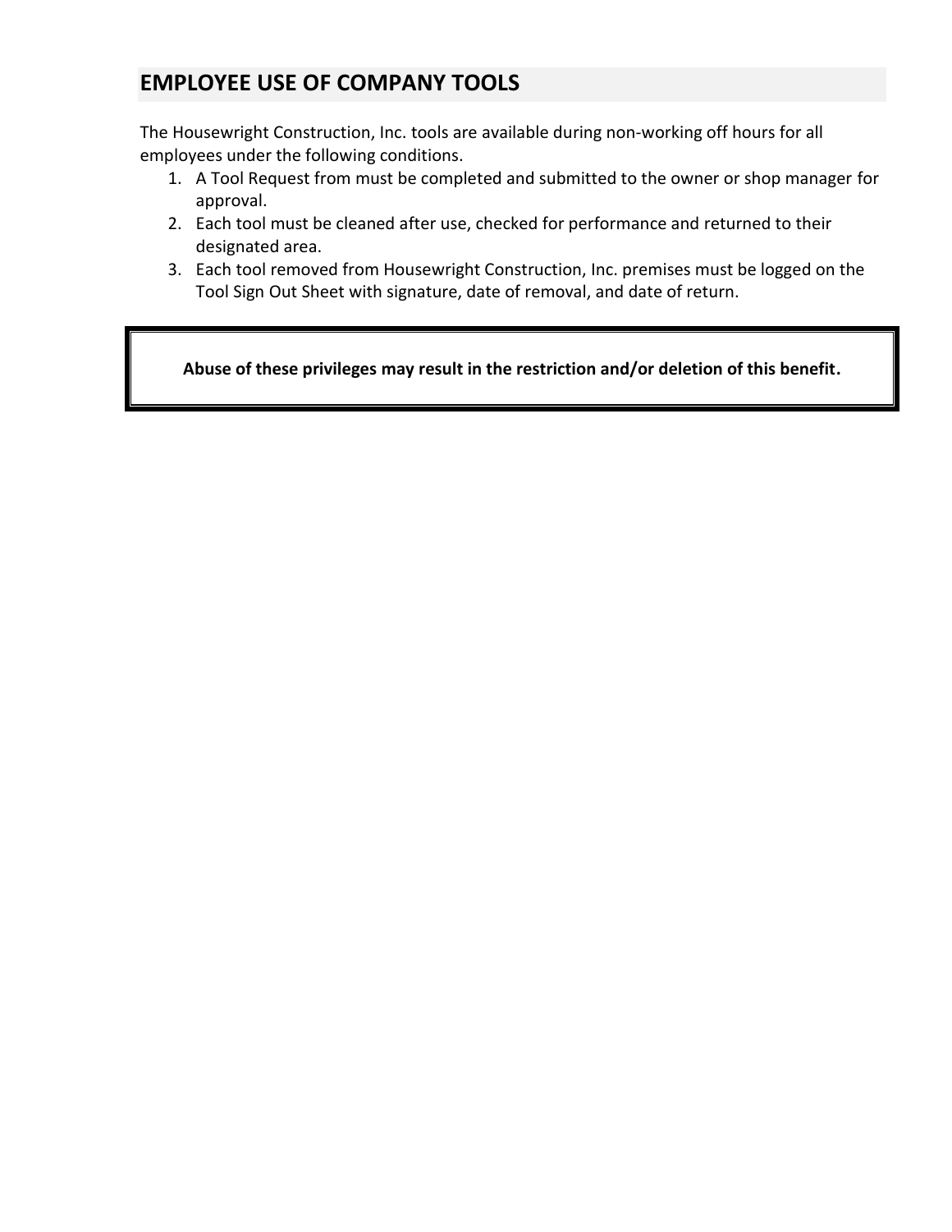## EMPLOYEE USE OF COMPANY TOOLS

The Housewright Construction, Inc. tools are available during non-working off hours for all employees under the following conditions.

1. A Tool Request from must be completed and submitted to the owner or shop manager for approval.
2. Each tool must be cleaned after use, checked for performance and returned to their designated area.
3. Each tool removed from Housewright Construction, Inc. premises must be logged on the Tool Sign Out Sheet with signature, date of removal, and date of return.

**Abuse of these privileges may result in the restriction and/or deletion of this benefit.**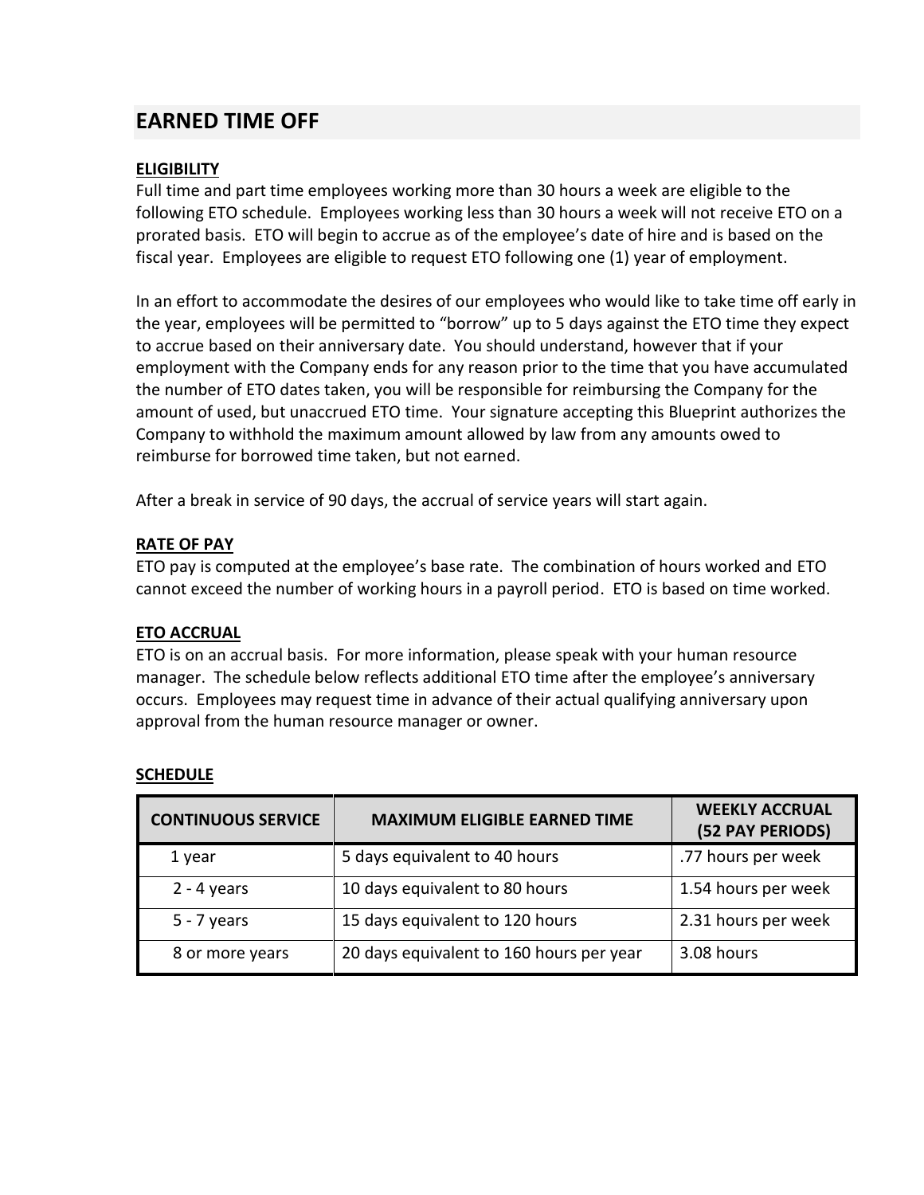## EARNED TIME OFF

**ELIGIBILITY**

Full time and part time employees working more than 30 hours a week are eligible to the following ETO schedule. Employees working less than 30 hours a week will not receive ETO on a prorated basis. ETO will begin to accrue as of the employee's date of hire and is based on the fiscal year. Employees are eligible to request ETO following one (1) year of employment.

In an effort to accommodate the desires of our employees who would like to take time off early in the year, employees will be permitted to "borrow" up to 5 days against the ETO time they expect to accrue based on their anniversary date. You should understand, however that if your employment with the Company ends for any reason prior to the time that you have accumulated the number of ETO dates taken, you will be responsible for reimbursing the Company for the amount of used, but unaccrued ETO time. Your signature accepting this Blueprint authorizes the Company to withhold the maximum amount allowed by law from any amounts owed to reimburse for borrowed time taken, but not earned.

After a break in service of 90 days, the accrual of service years will start again.

**RATE OF PAY**

ETO pay is computed at the employee's base rate. The combination of hours worked and ETO cannot exceed the number of working hours in a payroll period. ETO is based on time worked.

**ETO ACCRUAL**

ETO is on an accrual basis. For more information, please speak with your human resource manager. The schedule below reflects additional ETO time after the employee's anniversary occurs. Employees may request time in advance of their actual qualifying anniversary upon approval from the human resource manager or owner.

**SCHEDULE**

| CONTINUOUS SERVICE | MAXIMUM ELIGIBLE EARNED TIME | WEEKLY ACCRUAL (52 PAY PERIODS) |
|---|---|---|
| 1 year | 5 days equivalent to 40 hours | .77 hours per week |
| 2 - 4 years | 10 days equivalent to 80 hours | 1.54 hours per week |
| 5 - 7 years | 15 days equivalent to 120 hours | 2.31 hours per week |
| 8 or more years | 20 days equivalent to 160 hours per year | 3.08 hours |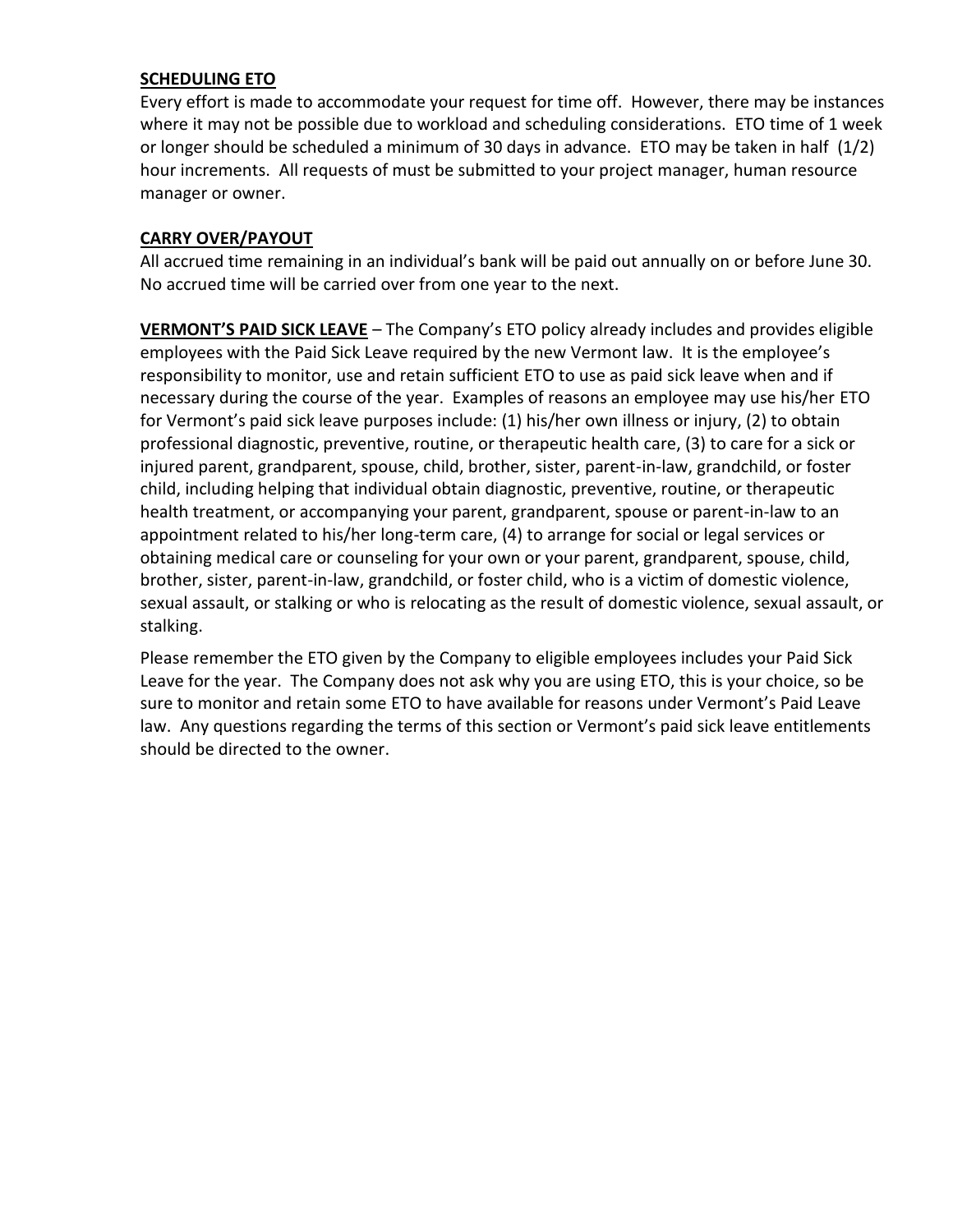**SCHEDULING ETO**

Every effort is made to accommodate your request for time off. However, there may be instances where it may not be possible due to workload and scheduling considerations. ETO time of 1 week or longer should be scheduled a minimum of 30 days in advance. ETO may be taken in half (1/2) hour increments. All requests of must be submitted to your project manager, human resource manager or owner.

**CARRY OVER/PAYOUT**

All accrued time remaining in an individual's bank will be paid out annually on or before June 30. No accrued time will be carried over from one year to the next.

**VERMONT'S PAID SICK LEAVE** – The Company's ETO policy already includes and provides eligible employees with the Paid Sick Leave required by the new Vermont law. It is the employee's responsibility to monitor, use and retain sufficient ETO to use as paid sick leave when and if necessary during the course of the year. Examples of reasons an employee may use his/her ETO for Vermont's paid sick leave purposes include: (1) his/her own illness or injury, (2) to obtain professional diagnostic, preventive, routine, or therapeutic health care, (3) to care for a sick or injured parent, grandparent, spouse, child, brother, sister, parent-in-law, grandchild, or foster child, including helping that individual obtain diagnostic, preventive, routine, or therapeutic health treatment, or accompanying your parent, grandparent, spouse or parent-in-law to an appointment related to his/her long-term care, (4) to arrange for social or legal services or obtaining medical care or counseling for your own or your parent, grandparent, spouse, child, brother, sister, parent-in-law, grandchild, or foster child, who is a victim of domestic violence, sexual assault, or stalking or who is relocating as the result of domestic violence, sexual assault, or stalking.

Please remember the ETO given by the Company to eligible employees includes your Paid Sick Leave for the year. The Company does not ask why you are using ETO, this is your choice, so be sure to monitor and retain some ETO to have available for reasons under Vermont's Paid Leave law. Any questions regarding the terms of this section or Vermont's paid sick leave entitlements should be directed to the owner.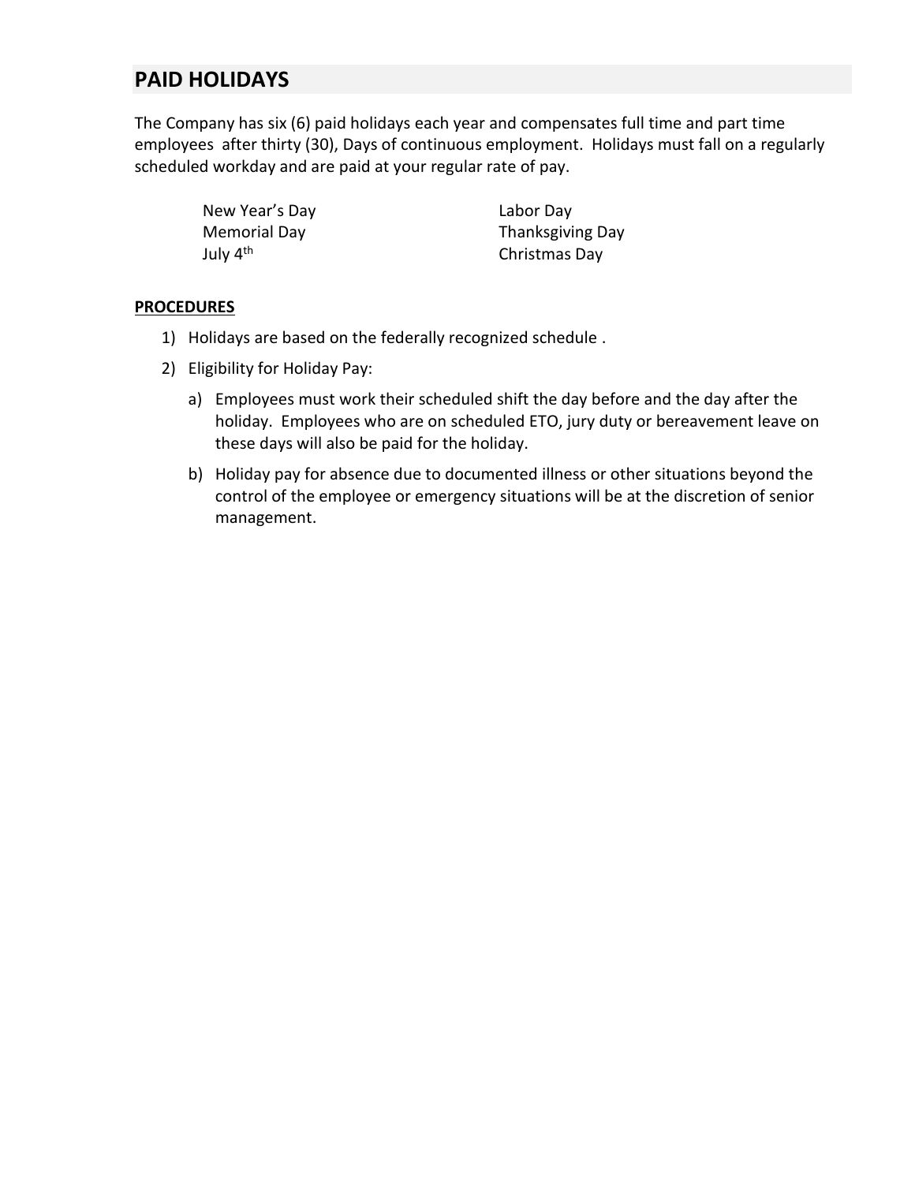## PAID HOLIDAYS

The Company has six (6) paid holidays each year and compensates full time and part time employees after thirty (30), Days of continuous employment. Holidays must fall on a regularly scheduled workday and are paid at your regular rate of pay.

| | |
|---|---|
| New Year's Day | Labor Day |
| Memorial Day | Thanksgiving Day |
| July 4th | Christmas Day |

**PROCEDURES**

1) Holidays are based on the federally recognized schedule .
2) Eligibility for Holiday Pay:
   a) Employees must work their scheduled shift the day before and the day after the holiday. Employees who are on scheduled ETO, jury duty or bereavement leave on these days will also be paid for the holiday.
   b) Holiday pay for absence due to documented illness or other situations beyond the control of the employee or emergency situations will be at the discretion of senior management.